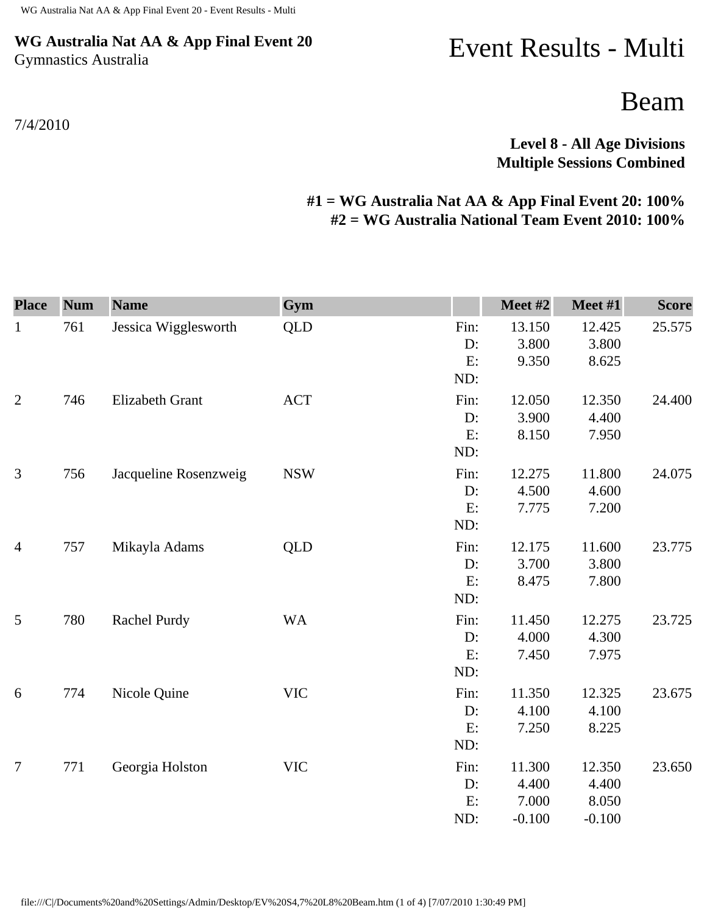**WG Australia Nat AA & App Final Event 20**
Gymnastics Australia

# Event Results - Multi

# Beam

7/4/2010

**Level 8 - All Age Divisions**
**Multiple Sessions Combined**

**#1 = WG Australia Nat AA & App Final Event 20: 100%**
**#2 = WG Australia National Team Event 2010: 100%**

| Place | Num | Name | Gym | | Meet #2 | Meet #1 | Score |
|---|---|---|---|---|---|---|---|
| 1 | 761 | Jessica Wigglesworth | QLD | Fin: | 13.150 | 12.425 | 25.575 |
| | | | | D: | 3.800 | 3.800 | |
| | | | | E: | 9.350 | 8.625 | |
| | | | | ND: | | | |
| 2 | 746 | Elizabeth Grant | ACT | Fin: | 12.050 | 12.350 | 24.400 |
| | | | | D: | 3.900 | 4.400 | |
| | | | | E: | 8.150 | 7.950 | |
| | | | | ND: | | | |
| 3 | 756 | Jacqueline Rosenzweig | NSW | Fin: | 12.275 | 11.800 | 24.075 |
| | | | | D: | 4.500 | 4.600 | |
| | | | | E: | 7.775 | 7.200 | |
| | | | | ND: | | | |
| 4 | 757 | Mikayla Adams | QLD | Fin: | 12.175 | 11.600 | 23.775 |
| | | | | D: | 3.700 | 3.800 | |
| | | | | E: | 8.475 | 7.800 | |
| | | | | ND: | | | |
| 5 | 780 | Rachel Purdy | WA | Fin: | 11.450 | 12.275 | 23.725 |
| | | | | D: | 4.000 | 4.300 | |
| | | | | E: | 7.450 | 7.975 | |
| | | | | ND: | | | |
| 6 | 774 | Nicole Quine | VIC | Fin: | 11.350 | 12.325 | 23.675 |
| | | | | D: | 4.100 | 4.100 | |
| | | | | E: | 7.250 | 8.225 | |
| | | | | ND: | | | |
| 7 | 771 | Georgia Holston | VIC | Fin: | 11.300 | 12.350 | 23.650 |
| | | | | D: | 4.400 | 4.400 | |
| | | | | E: | 7.000 | 8.050 | |
| | | | | ND: | -0.100 | -0.100 | |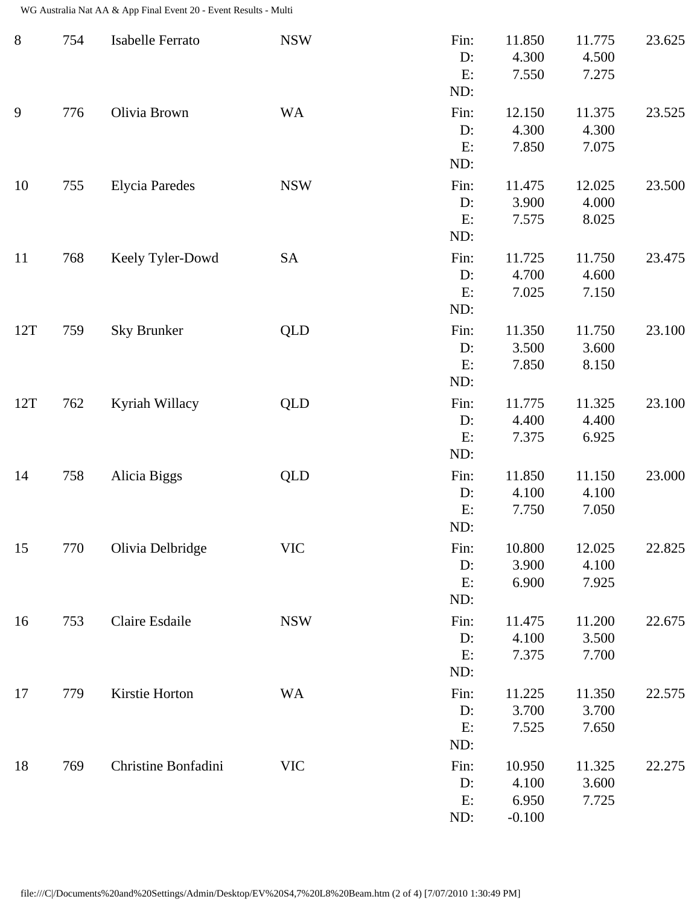| Rank | No. | Name | State | | Score 1 | Score 2 | Total |
|---|---|---|---|---|---|---|---|
| 8 | 754 | Isabelle Ferrato | NSW | Fin: | 11.850 | 11.775 | 23.625 |
| | | | | D: | 4.300 | 4.500 | |
| | | | | E: | 7.550 | 7.275 | |
| | | | | ND: | | | |
| 9 | 776 | Olivia Brown | WA | Fin: | 12.150 | 11.375 | 23.525 |
| | | | | D: | 4.300 | 4.300 | |
| | | | | E: | 7.850 | 7.075 | |
| | | | | ND: | | | |
| 10 | 755 | Elycia Paredes | NSW | Fin: | 11.475 | 12.025 | 23.500 |
| | | | | D: | 3.900 | 4.000 | |
| | | | | E: | 7.575 | 8.025 | |
| | | | | ND: | | | |
| 11 | 768 | Keely Tyler-Dowd | SA | Fin: | 11.725 | 11.750 | 23.475 |
| | | | | D: | 4.700 | 4.600 | |
| | | | | E: | 7.025 | 7.150 | |
| | | | | ND: | | | |
| 12T | 759 | Sky Brunker | QLD | Fin: | 11.350 | 11.750 | 23.100 |
| | | | | D: | 3.500 | 3.600 | |
| | | | | E: | 7.850 | 8.150 | |
| | | | | ND: | | | |
| 12T | 762 | Kyriah Willacy | QLD | Fin: | 11.775 | 11.325 | 23.100 |
| | | | | D: | 4.400 | 4.400 | |
| | | | | E: | 7.375 | 6.925 | |
| | | | | ND: | | | |
| 14 | 758 | Alicia Biggs | QLD | Fin: | 11.850 | 11.150 | 23.000 |
| | | | | D: | 4.100 | 4.100 | |
| | | | | E: | 7.750 | 7.050 | |
| | | | | ND: | | | |
| 15 | 770 | Olivia Delbridge | VIC | Fin: | 10.800 | 12.025 | 22.825 |
| | | | | D: | 3.900 | 4.100 | |
| | | | | E: | 6.900 | 7.925 | |
| | | | | ND: | | | |
| 16 | 753 | Claire Esdaile | NSW | Fin: | 11.475 | 11.200 | 22.675 |
| | | | | D: | 4.100 | 3.500 | |
| | | | | E: | 7.375 | 7.700 | |
| | | | | ND: | | | |
| 17 | 779 | Kirstie Horton | WA | Fin: | 11.225 | 11.350 | 22.575 |
| | | | | D: | 3.700 | 3.700 | |
| | | | | E: | 7.525 | 7.650 | |
| | | | | ND: | | | |
| 18 | 769 | Christine Bonfadini | VIC | Fin: | 10.950 | 11.325 | 22.275 |
| | | | | D: | 4.100 | 3.600 | |
| | | | | E: | 6.950 | 7.725 | |
| | | | | ND: | -0.100 | | |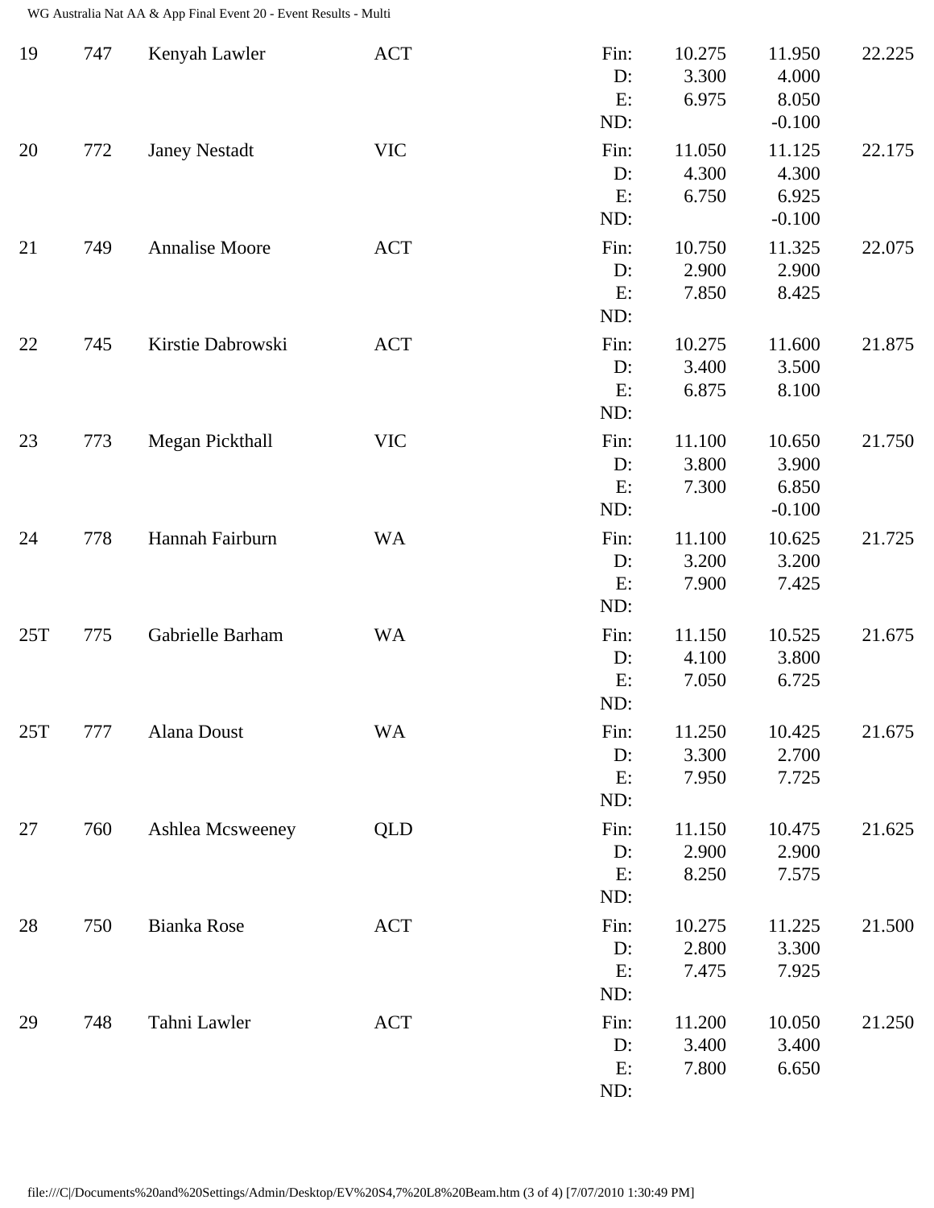| Rank | No. | Name | State | | Score 1 | Score 2 | Total |
|---|---|---|---|---|---|---|---|
| 19 | 747 | Kenyah Lawler | ACT | Fin: | 10.275 | 11.950 | 22.225 |
| | | | | D: | 3.300 | 4.000 | |
| | | | | E: | 6.975 | 8.050 | |
| | | | | ND: | | -0.100 | |
| 20 | 772 | Janey Nestadt | VIC | Fin: | 11.050 | 11.125 | 22.175 |
| | | | | D: | 4.300 | 4.300 | |
| | | | | E: | 6.750 | 6.925 | |
| | | | | ND: | | -0.100 | |
| 21 | 749 | Annalise Moore | ACT | Fin: | 10.750 | 11.325 | 22.075 |
| | | | | D: | 2.900 | 2.900 | |
| | | | | E: | 7.850 | 8.425 | |
| | | | | ND: | | | |
| 22 | 745 | Kirstie Dabrowski | ACT | Fin: | 10.275 | 11.600 | 21.875 |
| | | | | D: | 3.400 | 3.500 | |
| | | | | E: | 6.875 | 8.100 | |
| | | | | ND: | | | |
| 23 | 773 | Megan Pickthall | VIC | Fin: | 11.100 | 10.650 | 21.750 |
| | | | | D: | 3.800 | 3.900 | |
| | | | | E: | 7.300 | 6.850 | |
| | | | | ND: | | -0.100 | |
| 24 | 778 | Hannah Fairburn | WA | Fin: | 11.100 | 10.625 | 21.725 |
| | | | | D: | 3.200 | 3.200 | |
| | | | | E: | 7.900 | 7.425 | |
| | | | | ND: | | | |
| 25T | 775 | Gabrielle Barham | WA | Fin: | 11.150 | 10.525 | 21.675 |
| | | | | D: | 4.100 | 3.800 | |
| | | | | E: | 7.050 | 6.725 | |
| | | | | ND: | | | |
| 25T | 777 | Alana Doust | WA | Fin: | 11.250 | 10.425 | 21.675 |
| | | | | D: | 3.300 | 2.700 | |
| | | | | E: | 7.950 | 7.725 | |
| | | | | ND: | | | |
| 27 | 760 | Ashlea Mcsweeney | QLD | Fin: | 11.150 | 10.475 | 21.625 |
| | | | | D: | 2.900 | 2.900 | |
| | | | | E: | 8.250 | 7.575 | |
| | | | | ND: | | | |
| 28 | 750 | Bianka Rose | ACT | Fin: | 10.275 | 11.225 | 21.500 |
| | | | | D: | 2.800 | 3.300 | |
| | | | | E: | 7.475 | 7.925 | |
| | | | | ND: | | | |
| 29 | 748 | Tahni Lawler | ACT | Fin: | 11.200 | 10.050 | 21.250 |
| | | | | D: | 3.400 | 3.400 | |
| | | | | E: | 7.800 | 6.650 | |
| | | | | ND: | | | |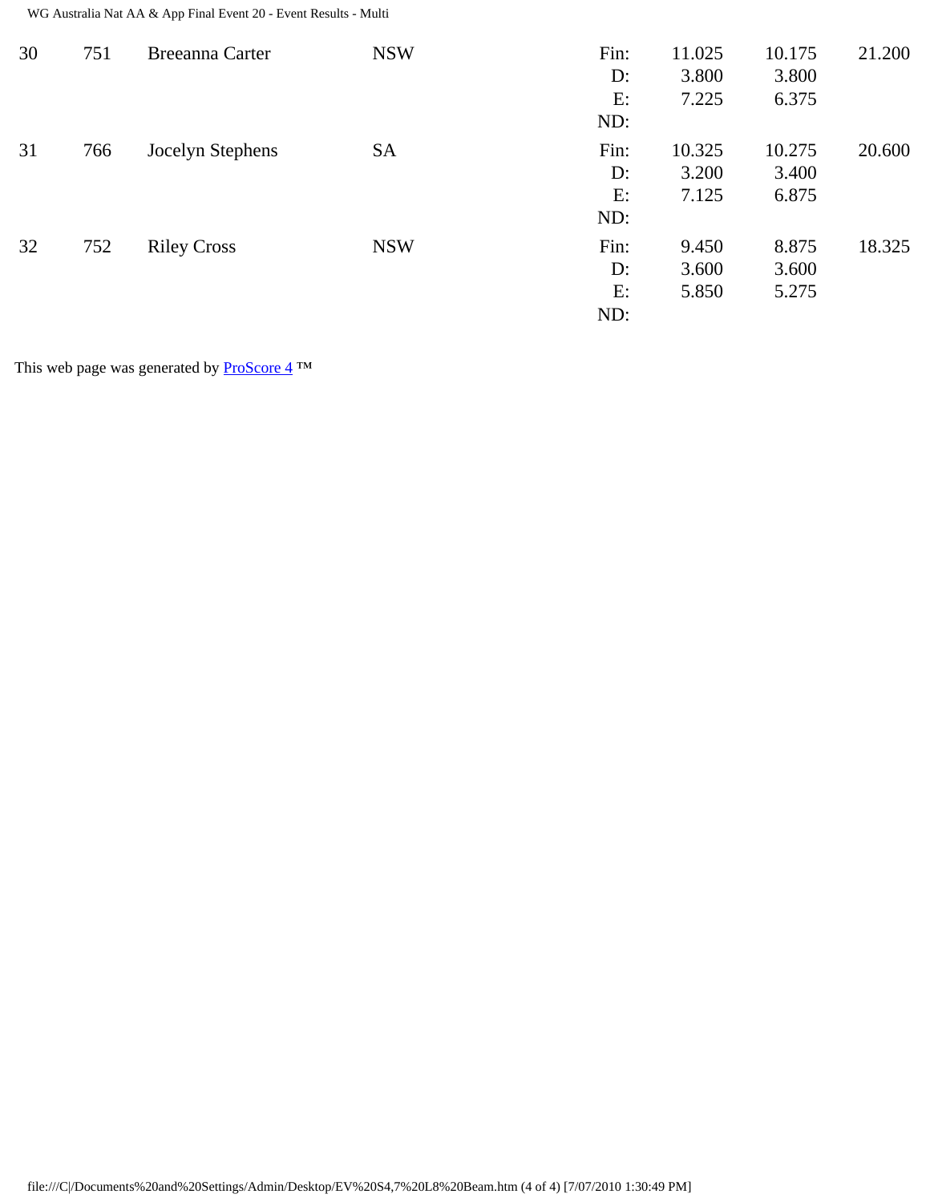| | | | | | | | |
|---|---|---|---|---|---|---|---|
| 30 | 751 | Breeanna Carter | NSW | Fin: | 11.025 | 10.175 | 21.200 |
| | | | | D: | 3.800 | 3.800 | |
| | | | | E: | 7.225 | 6.375 | |
| | | | | ND: | | | |
| 31 | 766 | Jocelyn Stephens | SA | Fin: | 10.325 | 10.275 | 20.600 |
| | | | | D: | 3.200 | 3.400 | |
| | | | | E: | 7.125 | 6.875 | |
| | | | | ND: | | | |
| 32 | 752 | Riley Cross | NSW | Fin: | 9.450 | 8.875 | 18.325 |
| | | | | D: | 3.600 | 3.600 | |
| | | | | E: | 5.850 | 5.275 | |
| | | | | ND: | | | |

This web page was generated by ProScore 4 ™